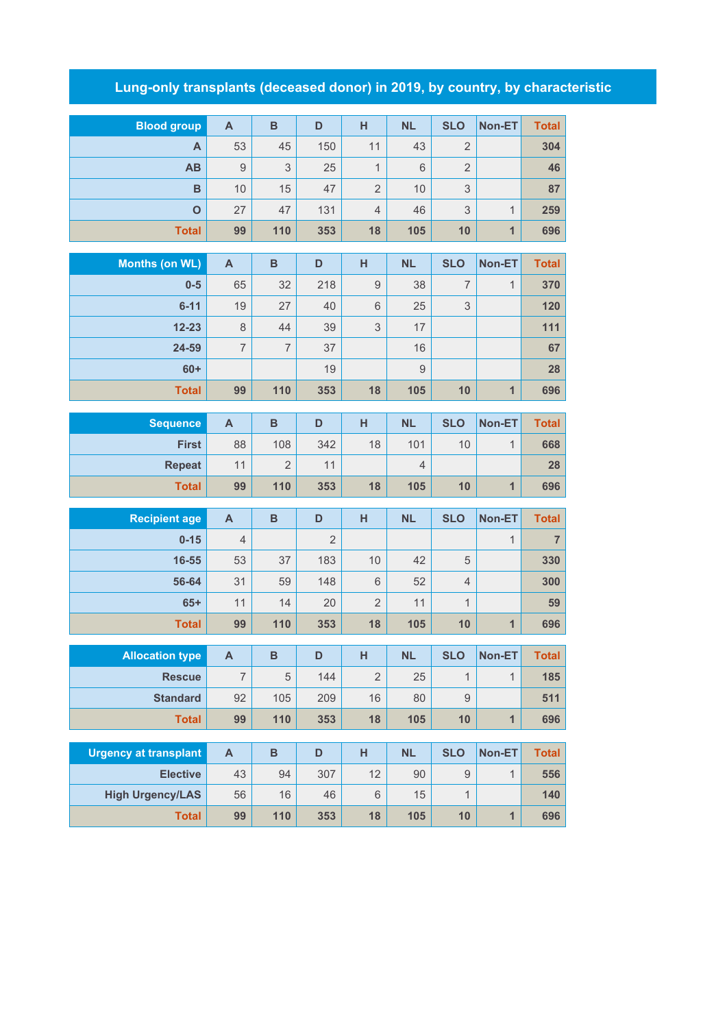# Lung-only transplants (deceased donor) in 2019, by country, by characteristic

| Blood group | A | B | D | H | NL | SLO | Non-ET | Total |
|---|---|---|---|---|---|---|---|---|
| A | 53 | 45 | 150 | 11 | 43 | 2 | | 304 |
| AB | 9 | 3 | 25 | 1 | 6 | 2 | | 46 |
| B | 10 | 15 | 47 | 2 | 10 | 3 | | 87 |
| O | 27 | 47 | 131 | 4 | 46 | 3 | 1 | 259 |
| Total | 99 | 110 | 353 | 18 | 105 | 10 | 1 | 696 |

| Months (on WL) | A | B | D | H | NL | SLO | Non-ET | Total |
|---|---|---|---|---|---|---|---|---|
| 0-5 | 65 | 32 | 218 | 9 | 38 | 7 | 1 | 370 |
| 6-11 | 19 | 27 | 40 | 6 | 25 | 3 | | 120 |
| 12-23 | 8 | 44 | 39 | 3 | 17 | | | 111 |
| 24-59 | 7 | 7 | 37 | | 16 | | | 67 |
| 60+ | | | 19 | | 9 | | | 28 |
| Total | 99 | 110 | 353 | 18 | 105 | 10 | 1 | 696 |

| Sequence | A | B | D | H | NL | SLO | Non-ET | Total |
|---|---|---|---|---|---|---|---|---|
| First | 88 | 108 | 342 | 18 | 101 | 10 | 1 | 668 |
| Repeat | 11 | 2 | 11 | | 4 | | | 28 |
| Total | 99 | 110 | 353 | 18 | 105 | 10 | 1 | 696 |

| Recipient age | A | B | D | H | NL | SLO | Non-ET | Total |
|---|---|---|---|---|---|---|---|---|
| 0-15 | 4 | | 2 | | | | 1 | 7 |
| 16-55 | 53 | 37 | 183 | 10 | 42 | 5 | | 330 |
| 56-64 | 31 | 59 | 148 | 6 | 52 | 4 | | 300 |
| 65+ | 11 | 14 | 20 | 2 | 11 | 1 | | 59 |
| Total | 99 | 110 | 353 | 18 | 105 | 10 | 1 | 696 |

| Allocation type | A | B | D | H | NL | SLO | Non-ET | Total |
|---|---|---|---|---|---|---|---|---|
| Rescue | 7 | 5 | 144 | 2 | 25 | 1 | 1 | 185 |
| Standard | 92 | 105 | 209 | 16 | 80 | 9 | | 511 |
| Total | 99 | 110 | 353 | 18 | 105 | 10 | 1 | 696 |

| Urgency at transplant | A | B | D | H | NL | SLO | Non-ET | Total |
|---|---|---|---|---|---|---|---|---|
| Elective | 43 | 94 | 307 | 12 | 90 | 9 | 1 | 556 |
| High Urgency/LAS | 56 | 16 | 46 | 6 | 15 | 1 | | 140 |
| Total | 99 | 110 | 353 | 18 | 105 | 10 | 1 | 696 |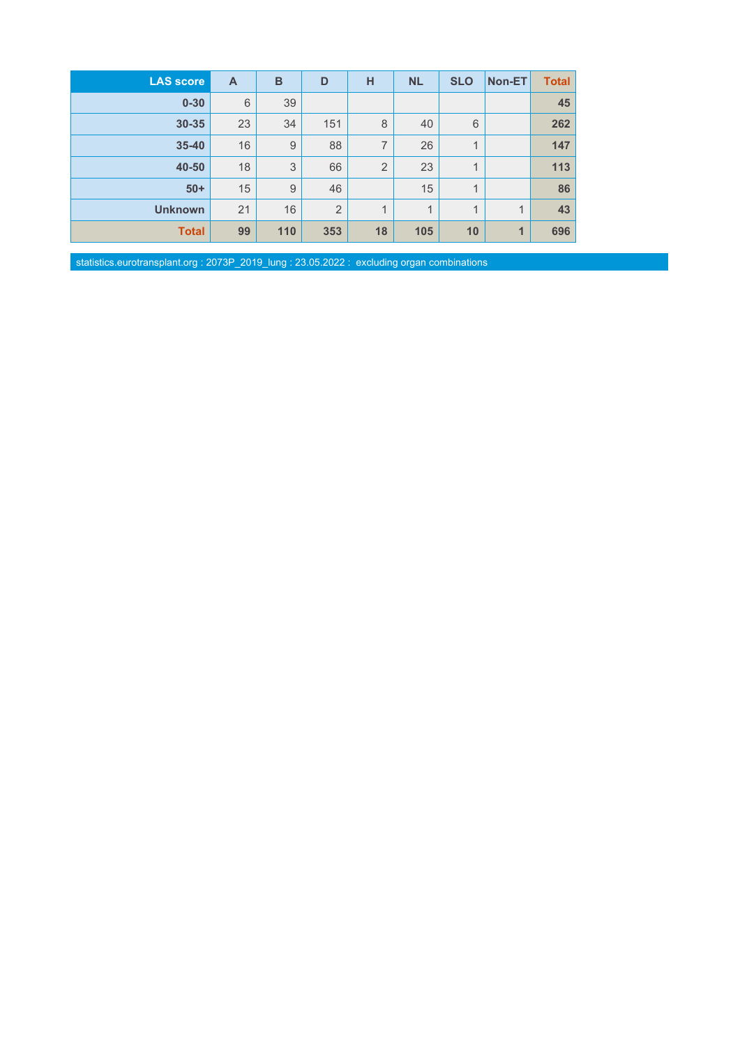| LAS score | A | B | D | H | NL | SLO | Non-ET | Total |
|---|---|---|---|---|---|---|---|---|
| 0-30 | 6 | 39 | | | | | | 45 |
| 30-35 | 23 | 34 | 151 | 8 | 40 | 6 | | 262 |
| 35-40 | 16 | 9 | 88 | 7 | 26 | 1 | | 147 |
| 40-50 | 18 | 3 | 66 | 2 | 23 | 1 | | 113 |
| 50+ | 15 | 9 | 46 | | 15 | 1 | | 86 |
| Unknown | 21 | 16 | 2 | 1 | 1 | 1 | 1 | 43 |
| Total | 99 | 110 | 353 | 18 | 105 | 10 | 1 | 696 |

statistics.eurotransplant.org : 2073P_2019_lung : 23.05.2022 : excluding organ combinations